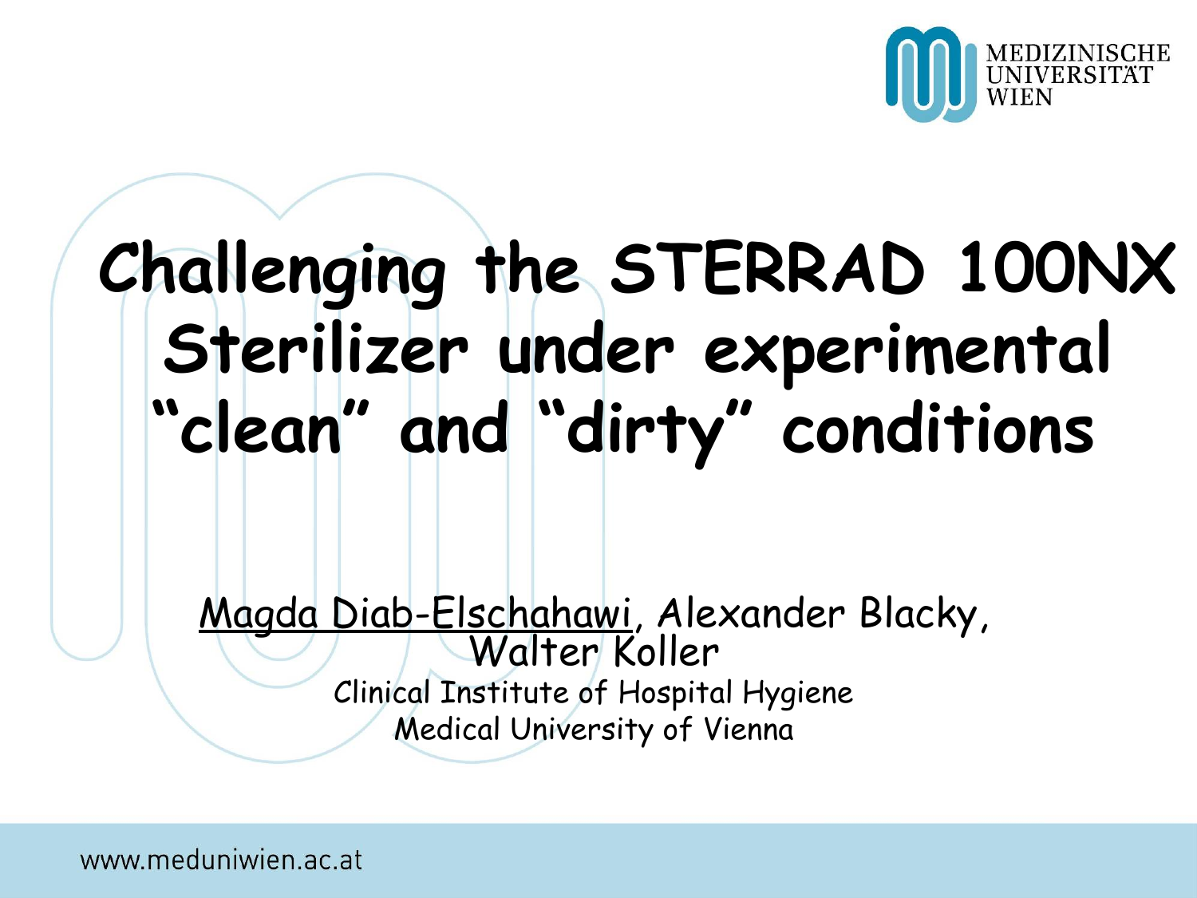# Challenging the STERRAD 100NX Sterilizer under experimental "clean" and "dirty" conditions

<u>Magda Diab-Elschahawi</u>, Alexander Blacky, Walter Koller

Clinical Institute of Hospital Hygiene
Medical University of Vienna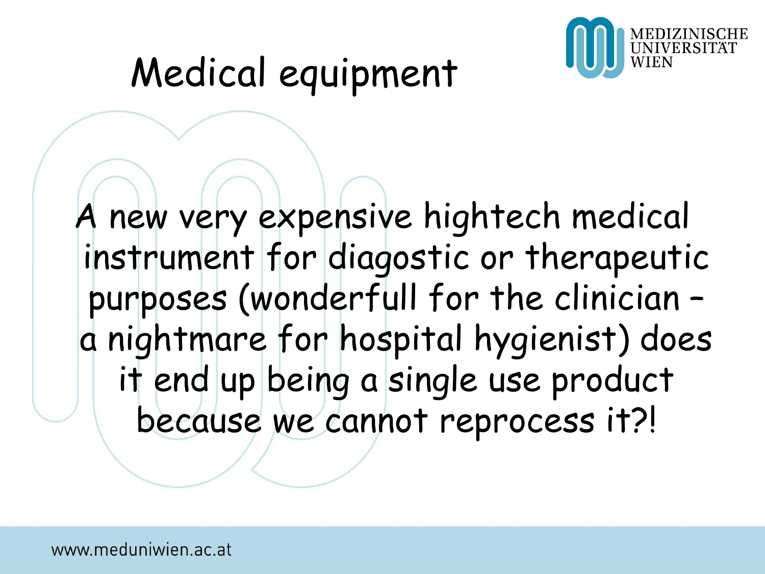# Medical equipment

A new very expensive hightech medical instrument for diagostic or therapeutic purposes (wonderfull for the clinician – a nightmare for hospital hygienist) does it end up being a single use product because we cannot reprocess it?!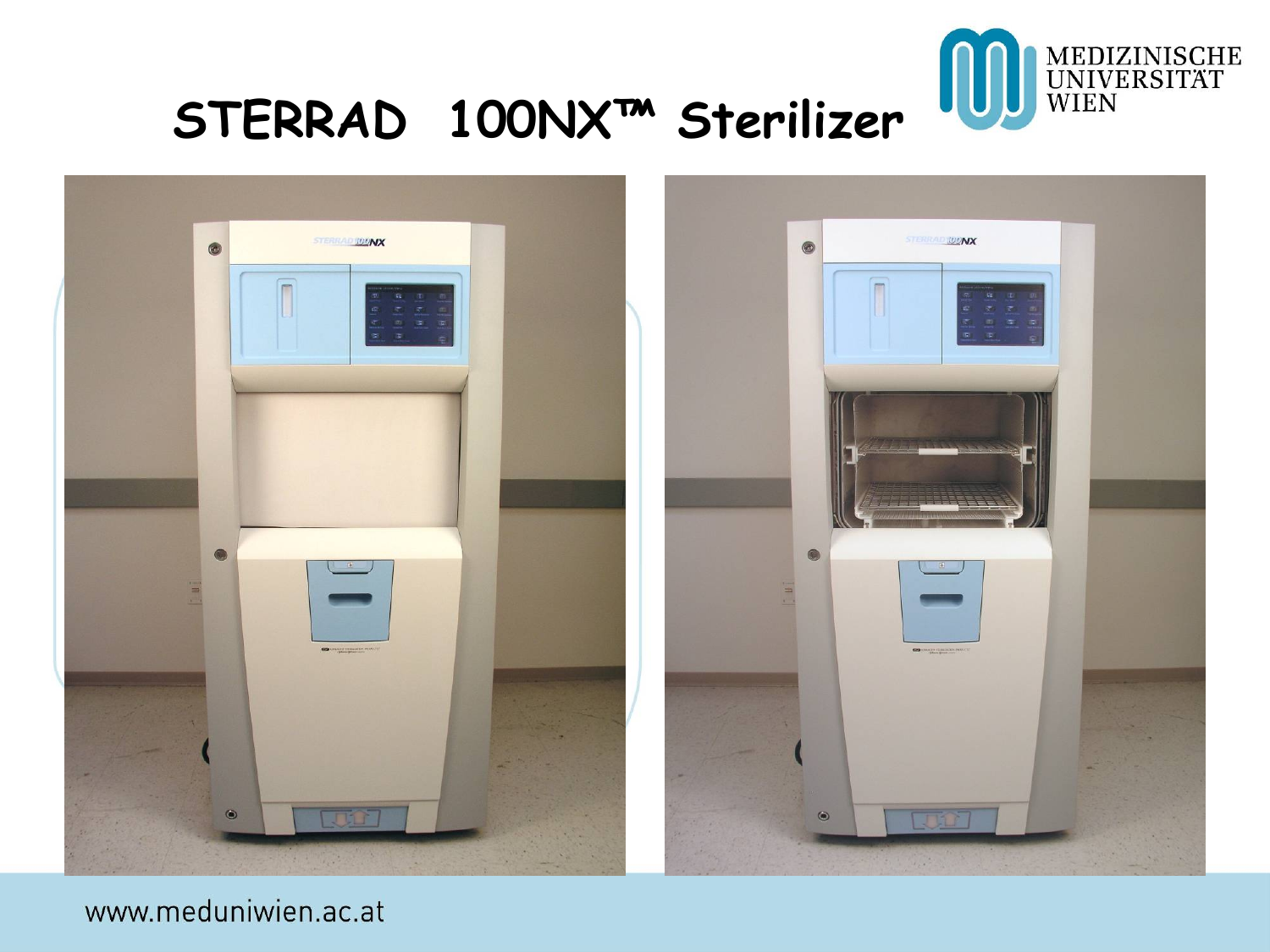# STERRAD 100NX™ Sterilizer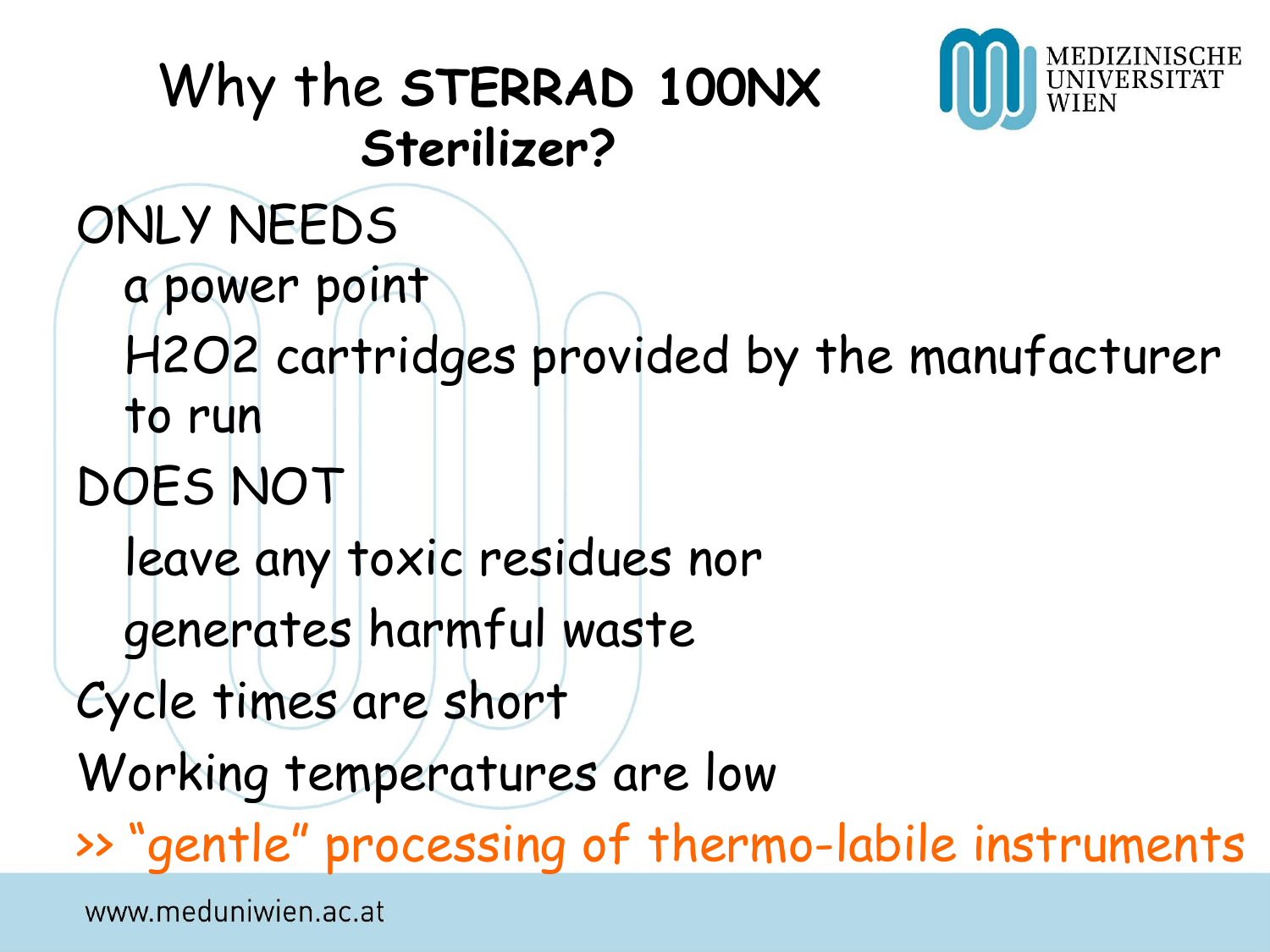# Why the **STERRAD 100NX Sterilizer?**

ONLY NEEDS

- a power point
- $H_2O_2$ cartridges provided by the manufacturer to run

DOES NOT

- leave any toxic residues nor
- generates harmful waste

Cycle times are short

Working temperatures are low

>> "gentle" processing of thermo-labile instruments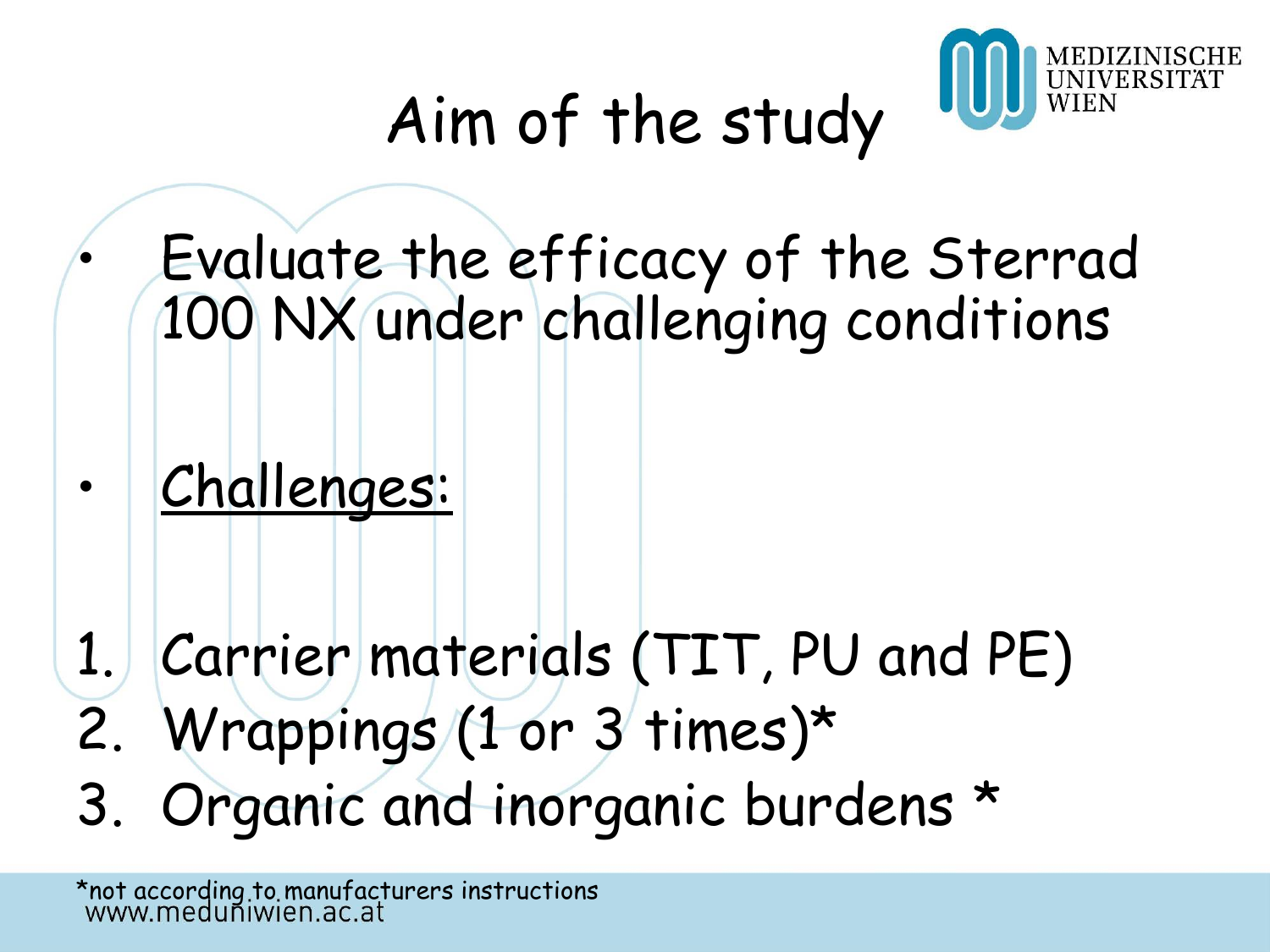# Aim of the study

- Evaluate the efficacy of the Sterrad 100 NX under challenging conditions

- <u>Challenges:</u>

1. Carrier materials (TIT, PU and PE)
2. Wrappings (1 or 3 times)*
3. Organic and inorganic burdens *

*not according to manufacturers instructions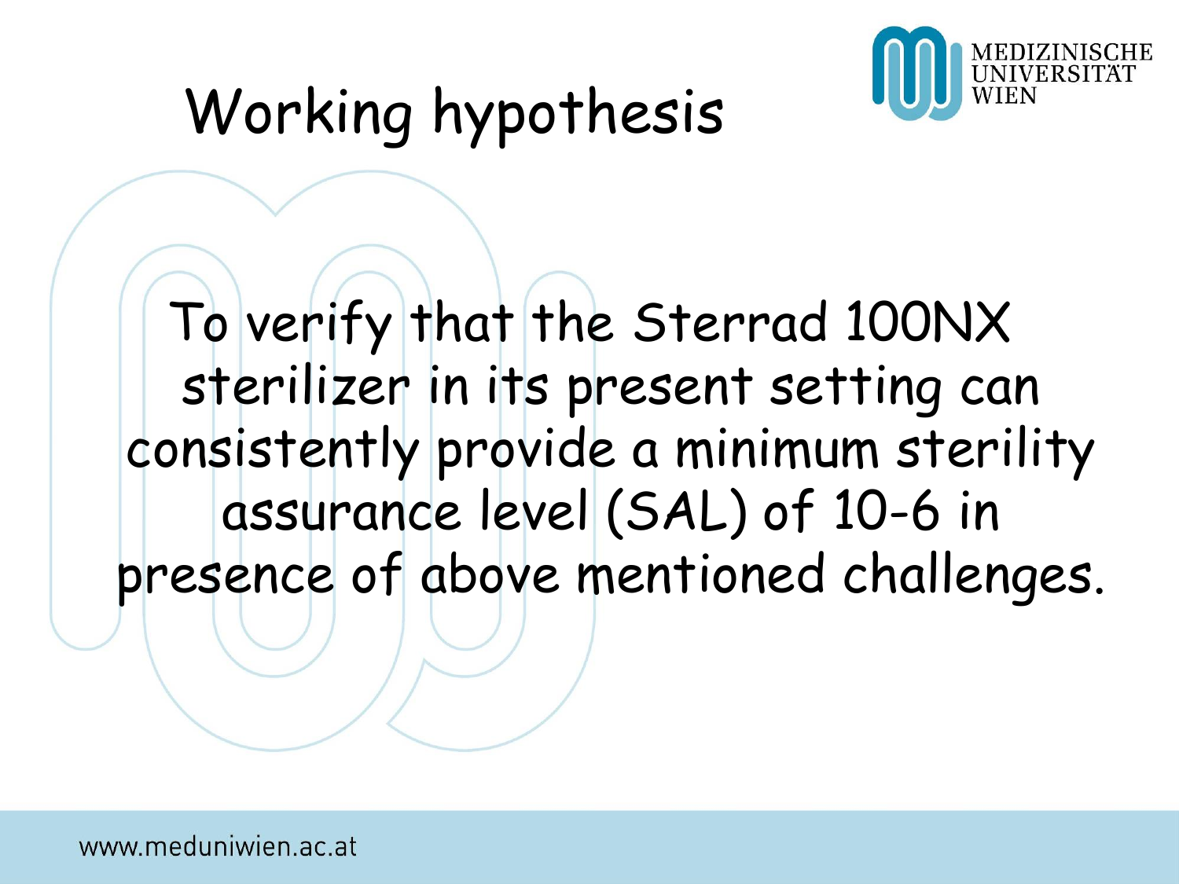# Working hypothesis

To verify that the Sterrad 100NX sterilizer in its present setting can consistently provide a minimum sterility assurance level (SAL) of 10-6 in presence of above mentioned challenges.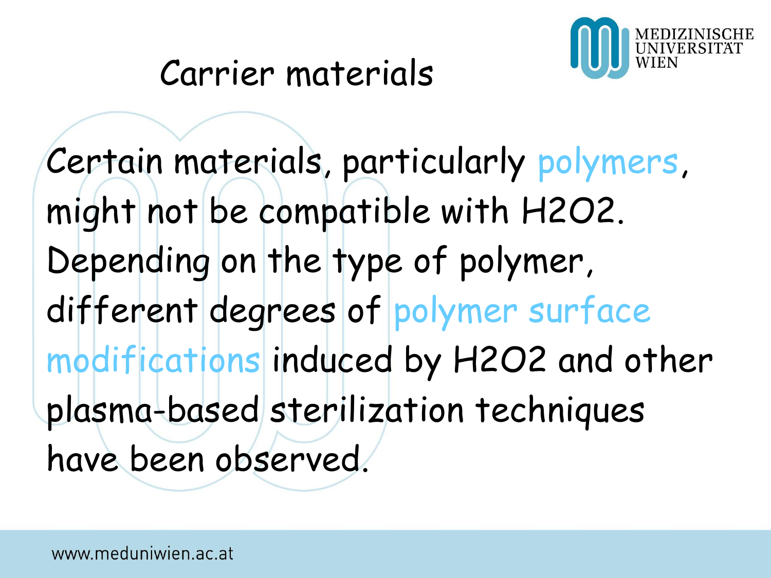# Carrier materials

Certain materials, particularly polymers, might not be compatible with $H_2O_2$. Depending on the type of polymer, different degrees of polymer surface modifications induced by $H_2O_2$ and other plasma-based sterilization techniques have been observed.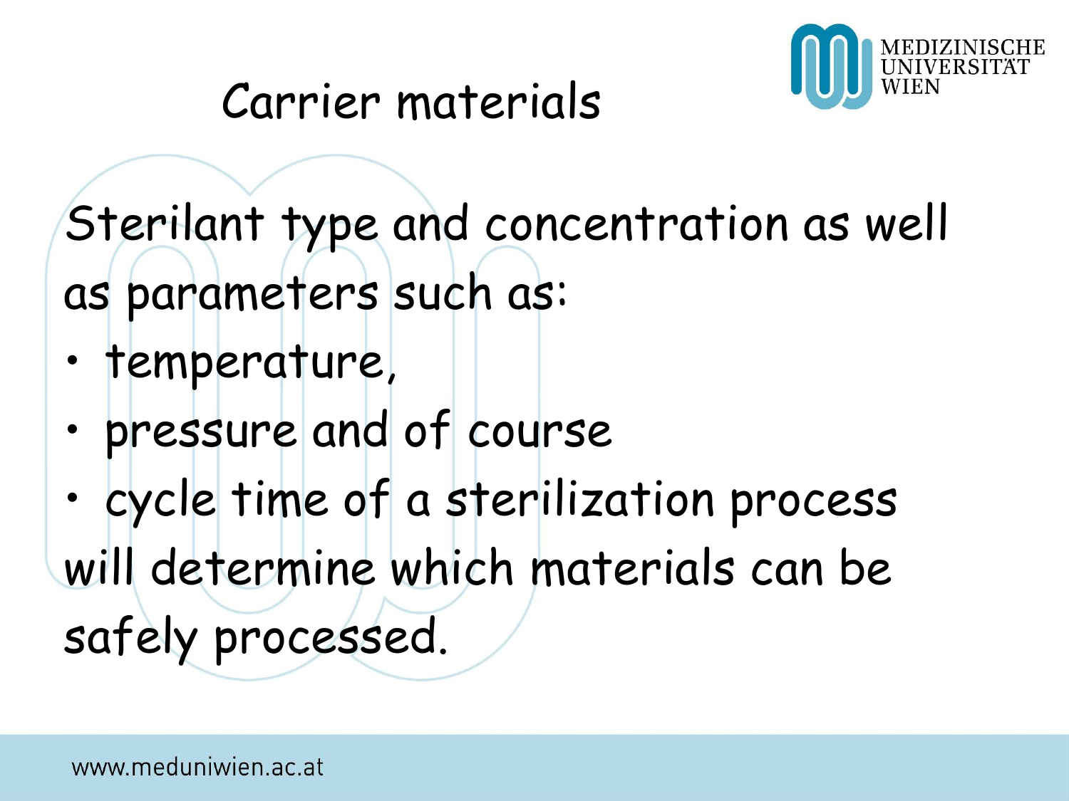# Carrier materials

Sterilant type and concentration as well as parameters such as:

- temperature,
- pressure and of course
- cycle time of a sterilization process

will determine which materials can be safely processed.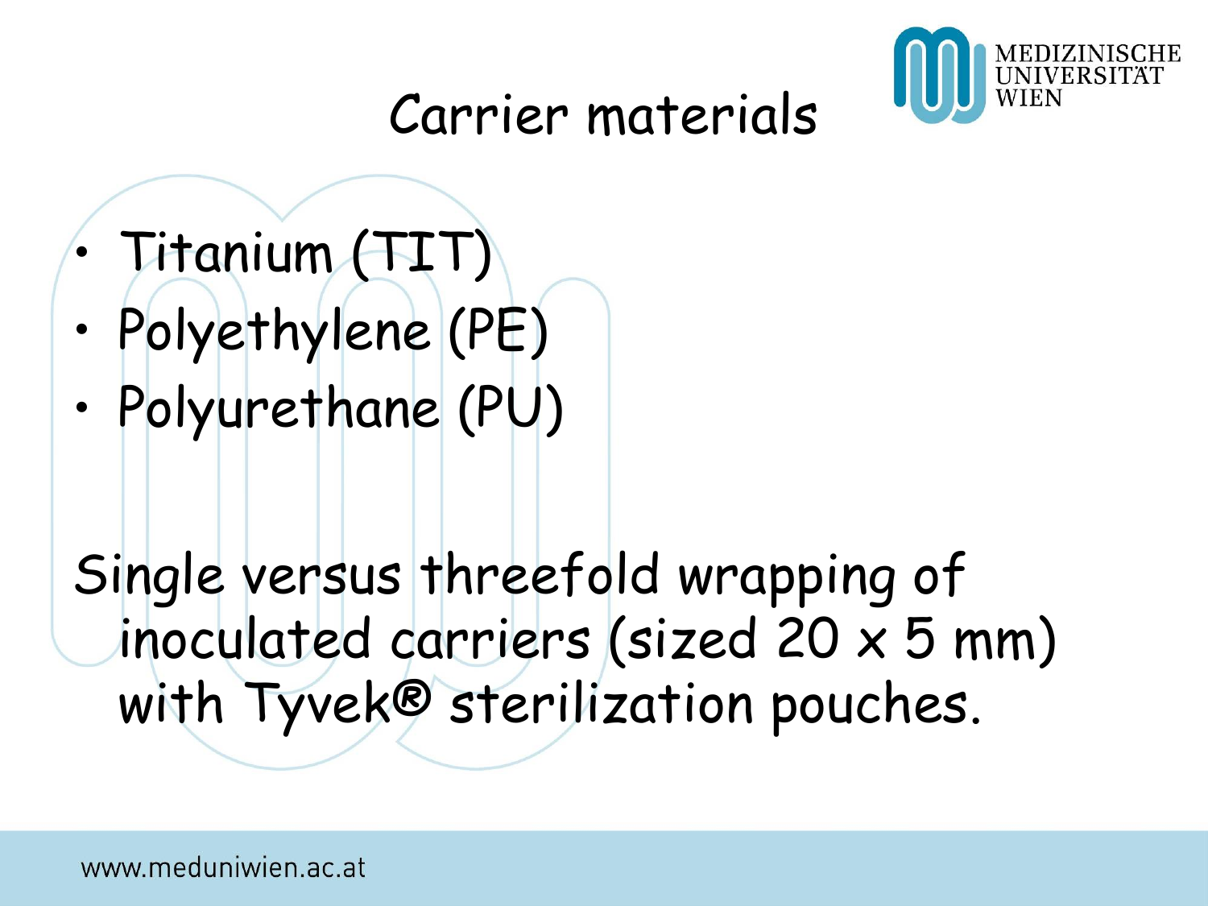# Carrier materials

- Titanium (TIT)
- Polyethylene (PE)
- Polyurethane (PU)

Single versus threefold wrapping of inoculated carriers (sized 20 x 5 mm) with Tyvek® sterilization pouches.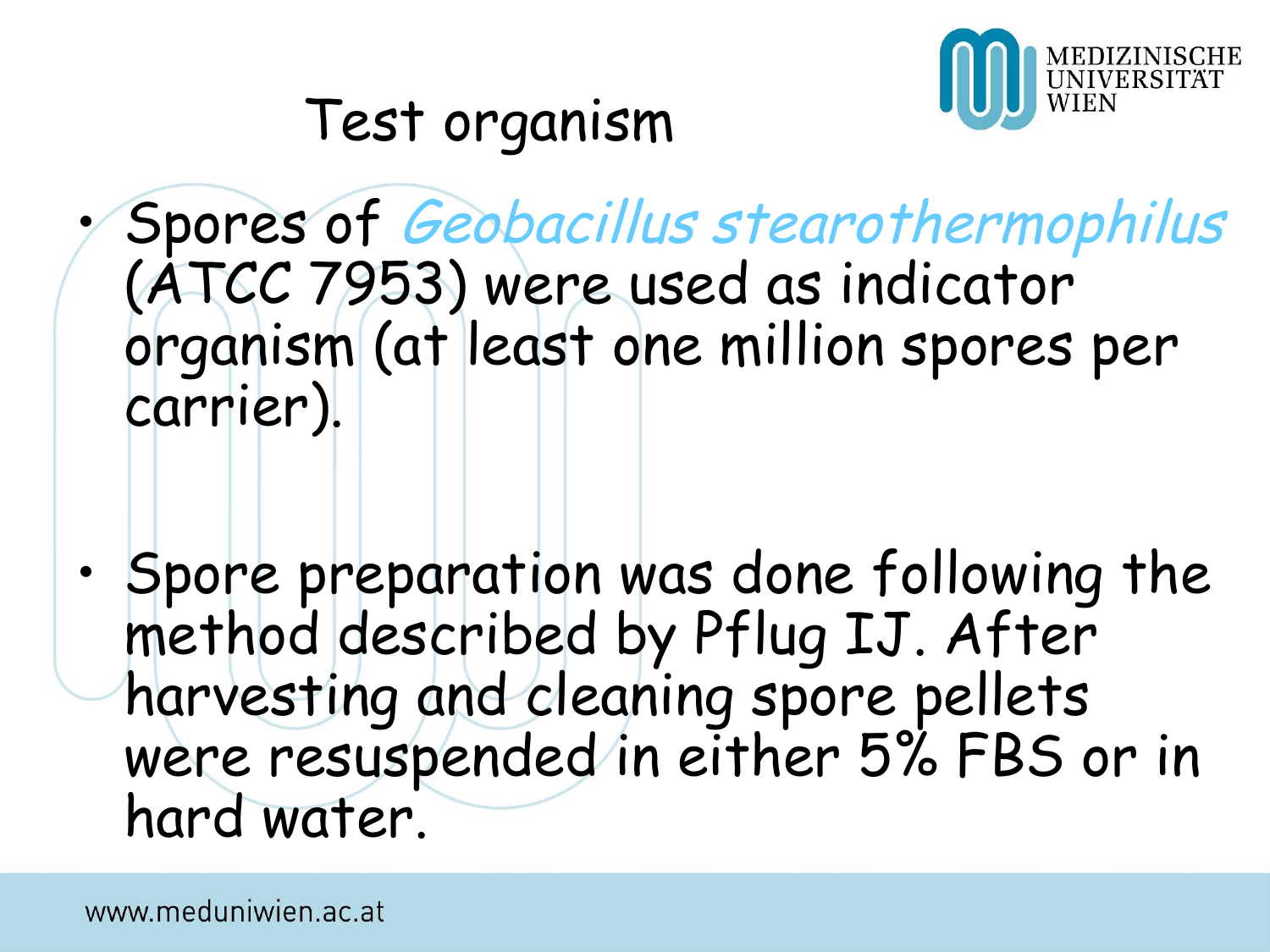# Test organism

- Spores of *Geobacillus stearothermophilus* (ATCC 7953) were used as indicator organism (at least one million spores per carrier).

- Spore preparation was done following the method described by Pflug IJ. After harvesting and cleaning spore pellets were resuspended in either 5% FBS or in hard water.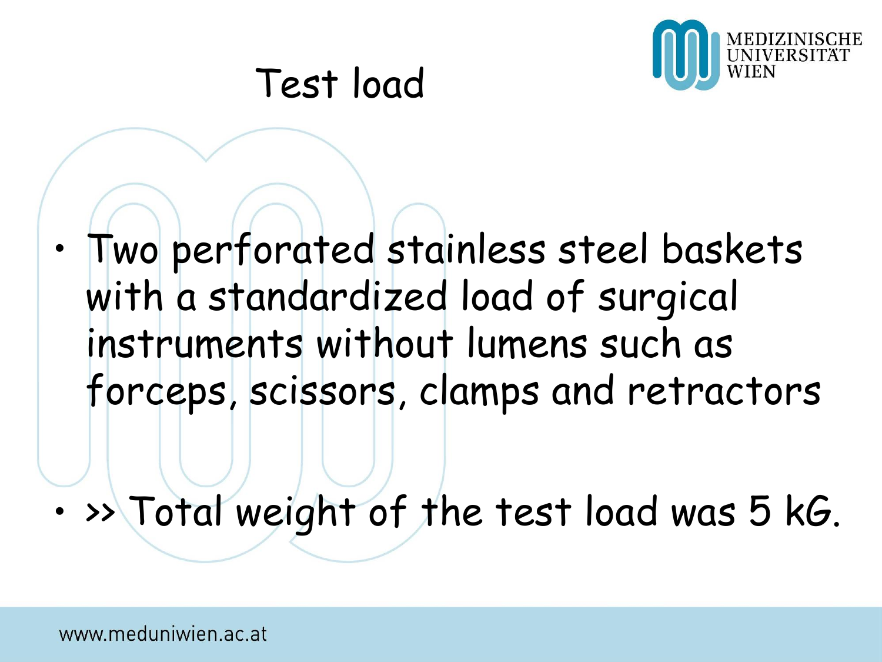# Test load

- Two perforated stainless steel baskets with a standardized load of surgical instruments without lumens such as forceps, scissors, clamps and retractors
- >> Total weight of the test load was 5 kG.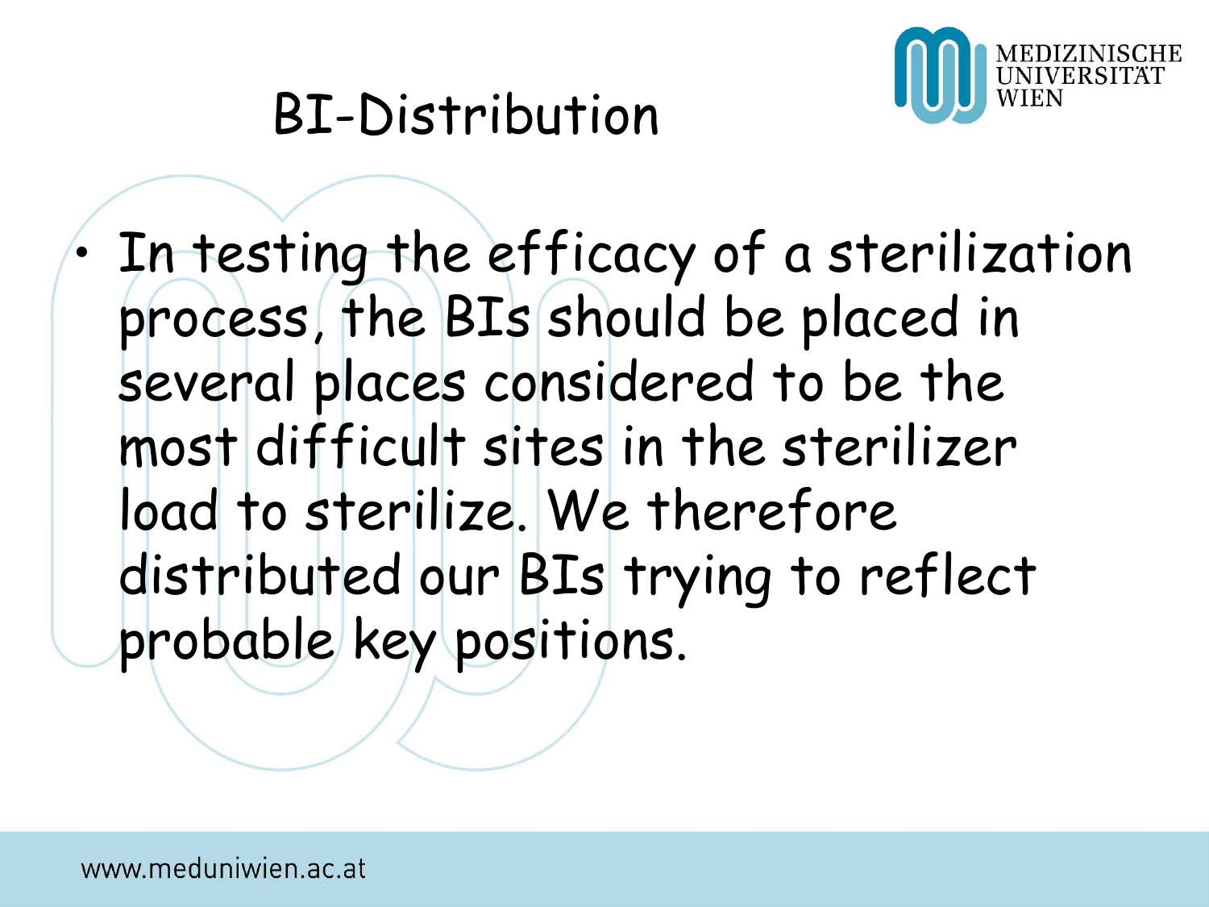# BI-Distribution

- In testing the efficacy of a sterilization process, the BIs should be placed in several places considered to be the most difficult sites in the sterilizer load to sterilize. We therefore distributed our BIs trying to reflect probable key positions.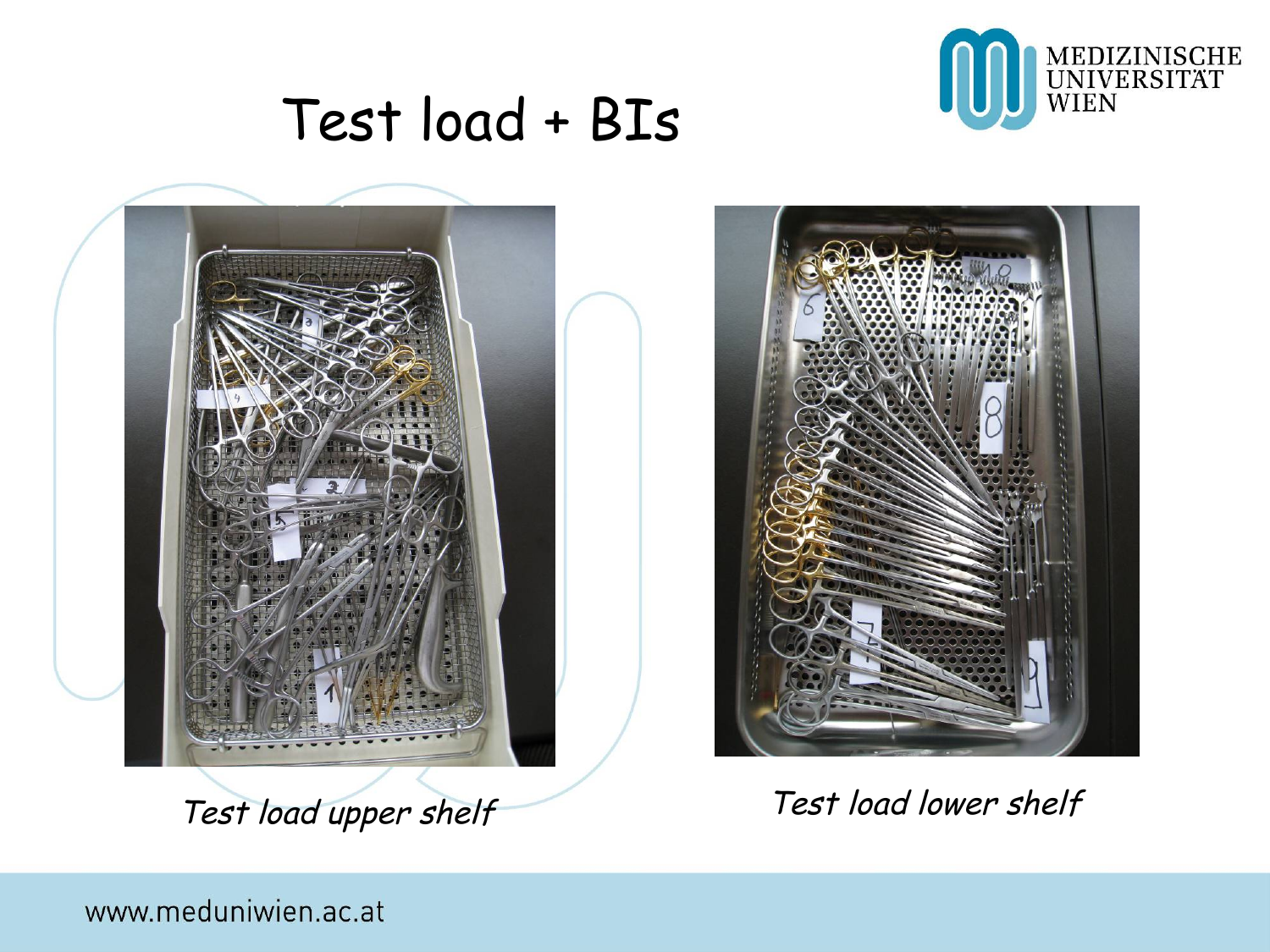# Test load + BIs

*Test load upper shelf*

*Test load lower shelf*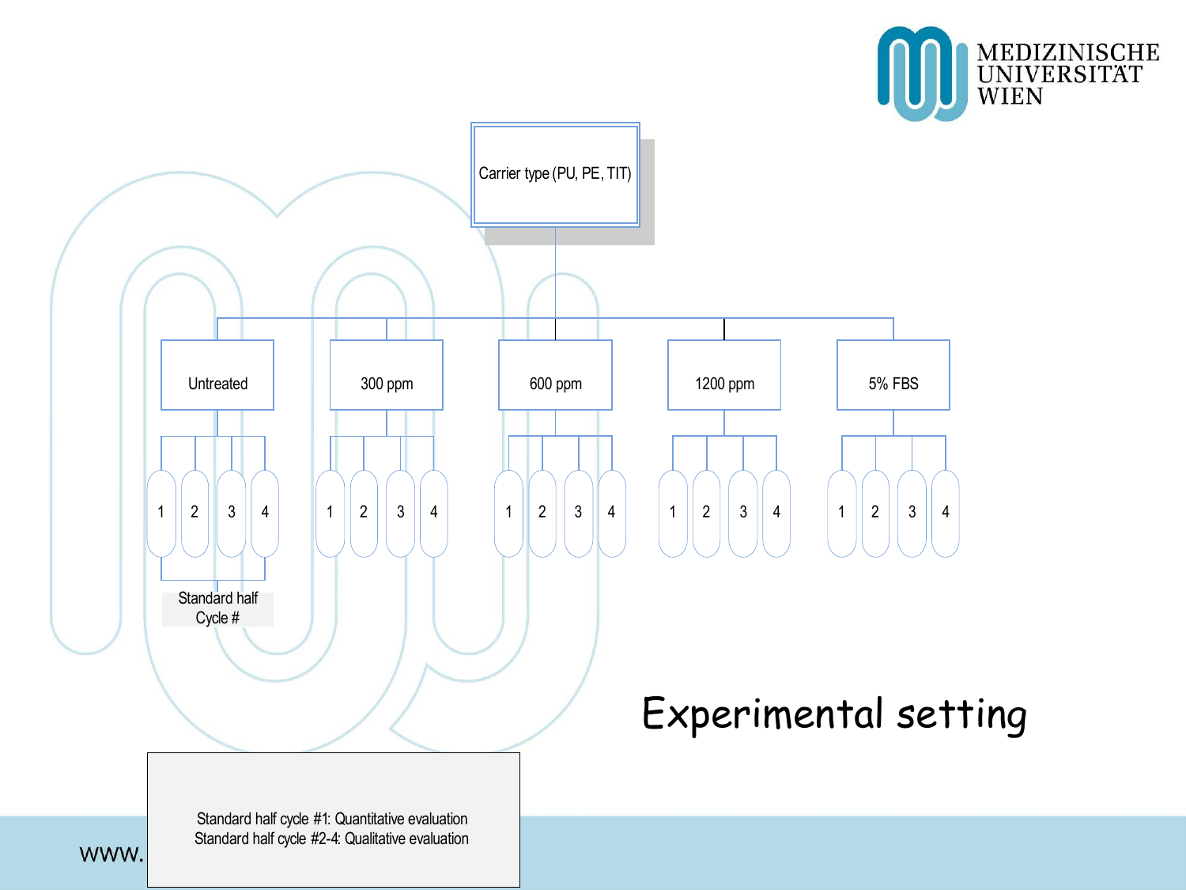# Experimental setting

- Carrier type (PU, PE, TIT)
  - Untreated
    - 1, 2, 3, 4
  - 300 ppm
    - 1, 2, 3, 4
  - 600 ppm
    - 1, 2, 3, 4
  - 1200 ppm
    - 1, 2, 3, 4
  - 5% FBS
    - 1, 2, 3, 4

Standard half Cycle #

Standard half cycle #1: Quantitative evaluation
Standard half cycle #2-4: Qualitative evaluation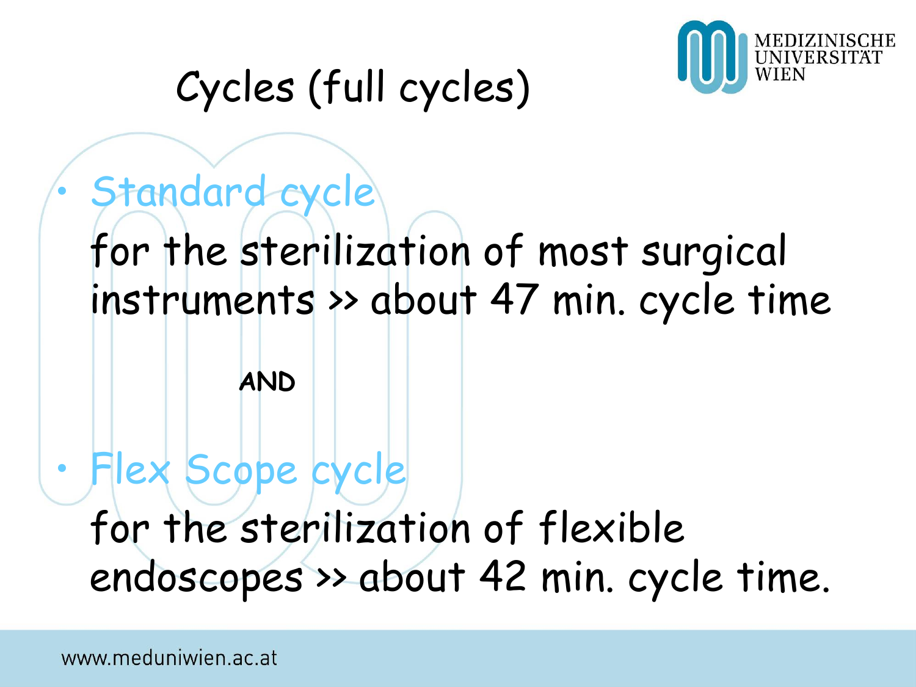# Cycles (full cycles)

- **Standard cycle**

  for the sterilization of most surgical instruments >> about 47 min. cycle time

**AND**

- **Flex Scope cycle**

  for the sterilization of flexible endoscopes >> about 42 min. cycle time.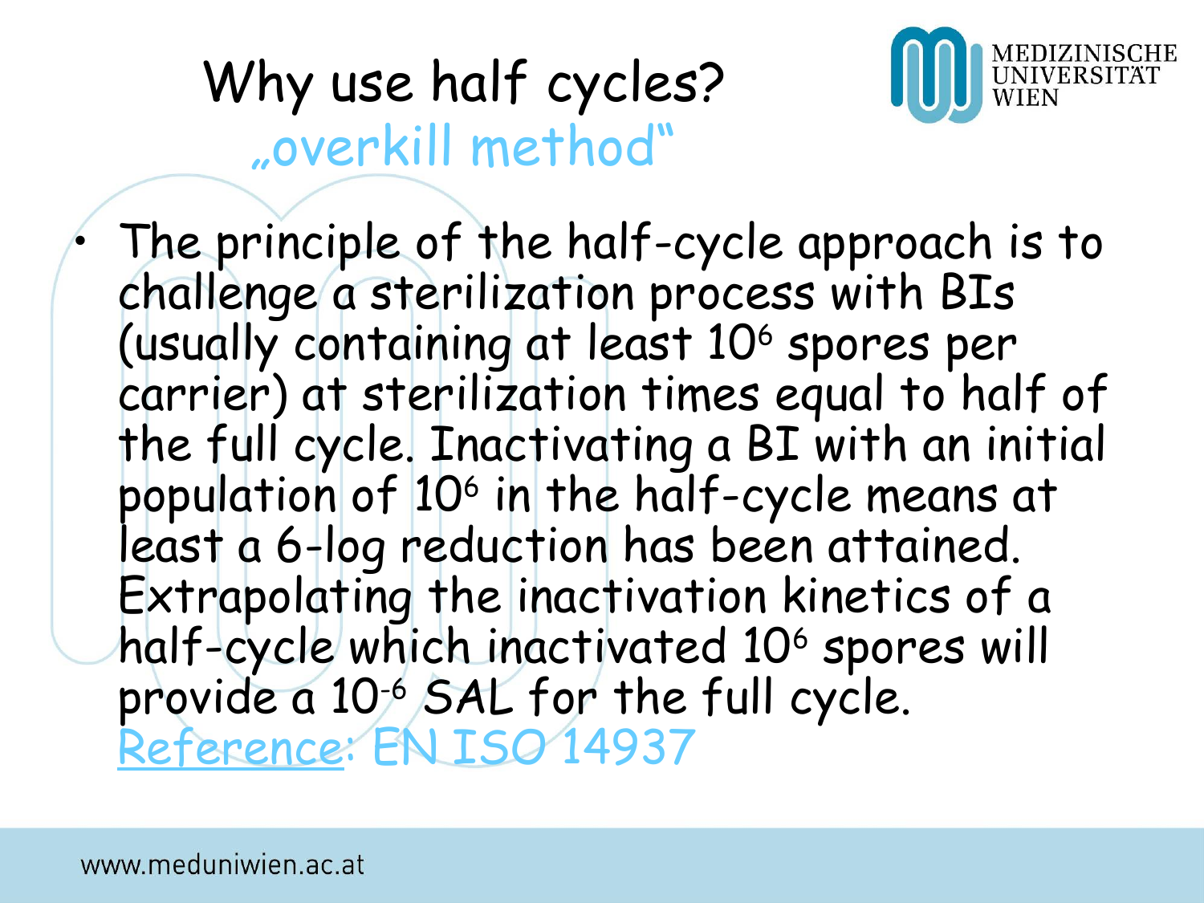# Why use half cycles?

## „overkill method"

- The principle of the half-cycle approach is to challenge a sterilization process with BIs (usually containing at least $10^6$ spores per carrier) at sterilization times equal to half of the full cycle. Inactivating a BI with an initial population of $10^6$ in the half-cycle means at least a 6-log reduction has been attained. Extrapolating the inactivation kinetics of a half-cycle which inactivated $10^6$ spores will provide a $10^{-6}$ SAL for the full cycle.
  Reference: EN ISO 14937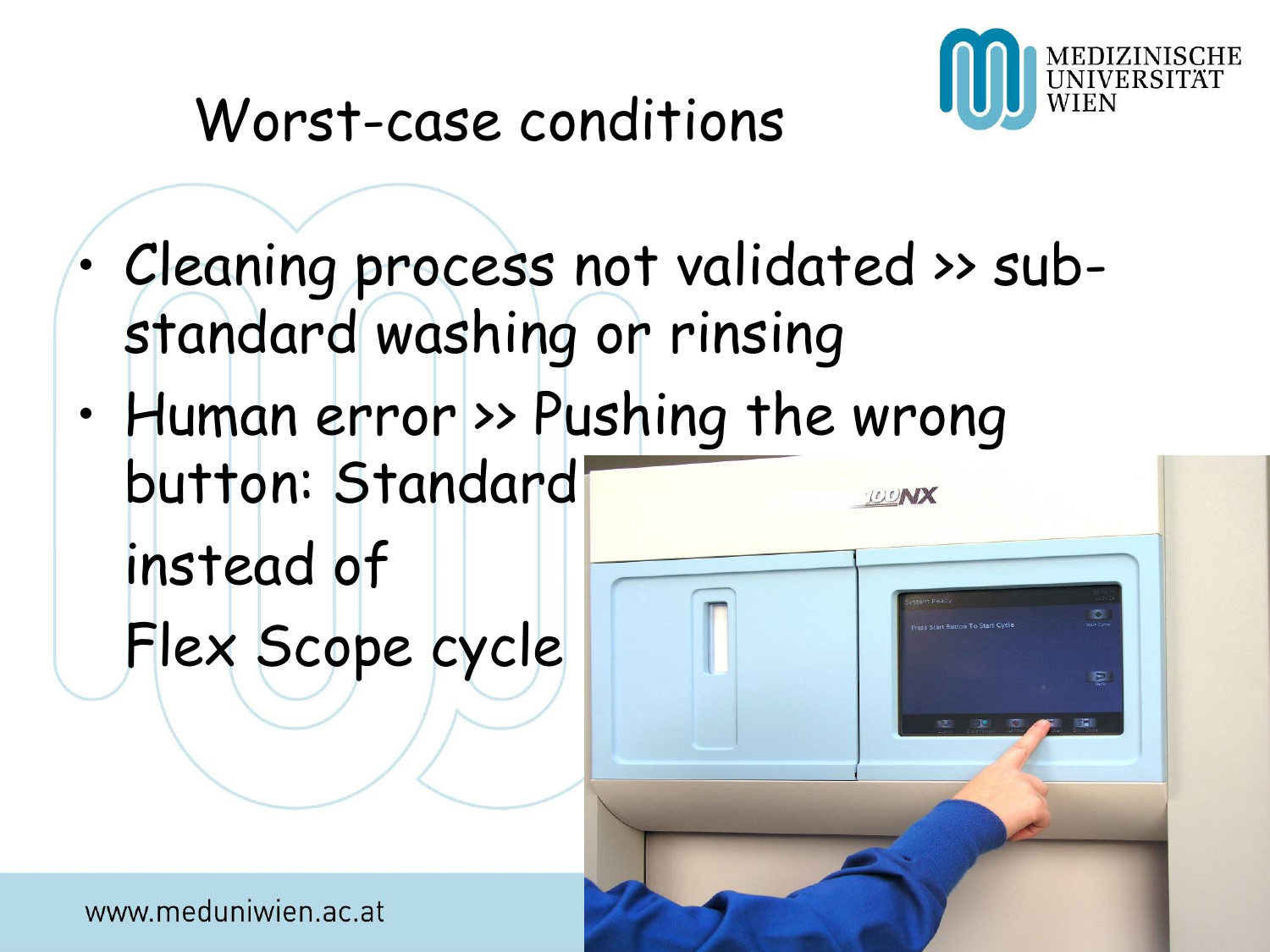# Worst-case conditions

- Cleaning process not validated >> sub-standard washing or rinsing
- Human error >> Pushing the wrong button: Standard instead of Flex Scope cycle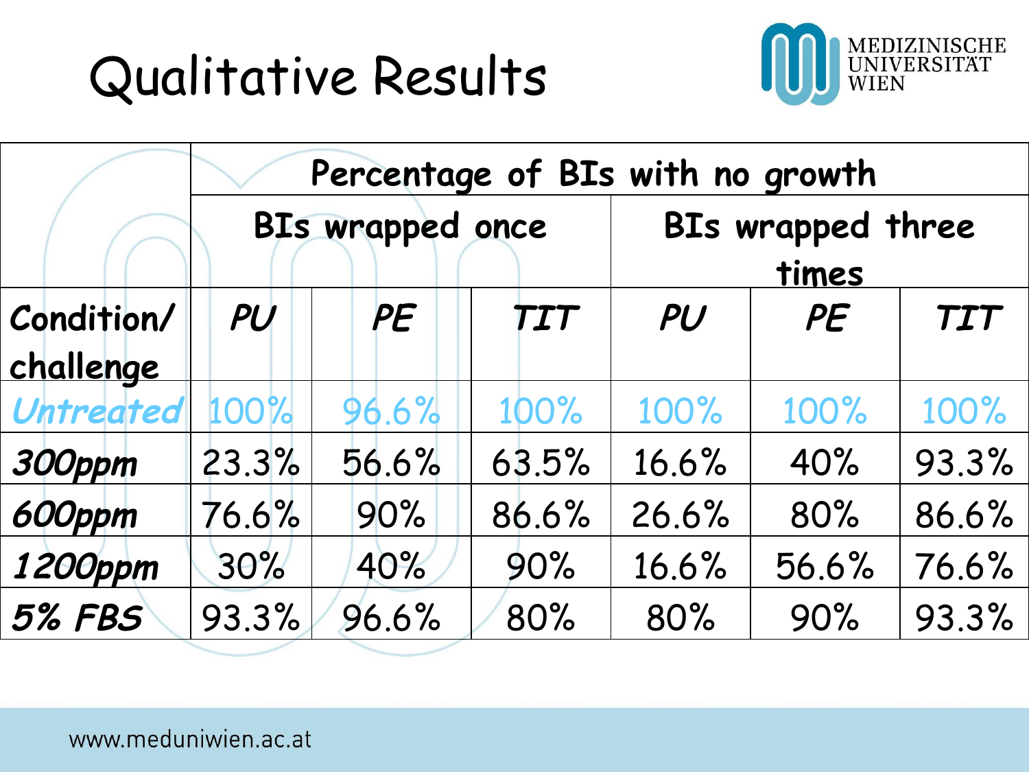# Qualitative Results

| | Percentage of BIs with no growth | | | | | |
|---|---|---|---|---|---|---|
| | BIs wrapped once | | | BIs wrapped three times | | |
| ***Condition/ challenge*** | ***PU*** | ***PE*** | ***TIT*** | ***PU*** | ***PE*** | ***TIT*** |
| ***Untreated*** | 100% | 96.6% | 100% | 100% | 100% | 100% |
| ***300ppm*** | 23.3% | 56.6% | 63.5% | 16.6% | 40% | 93.3% |
| ***600ppm*** | 76.6% | 90% | 86.6% | 26.6% | 80% | 86.6% |
| ***1200ppm*** | 30% | 40% | 90% | 16.6% | 56.6% | 76.6% |
| ***5% FBS*** | 93.3% | 96.6% | 80% | 80% | 90% | 93.3% |

www.meduniwien.ac.at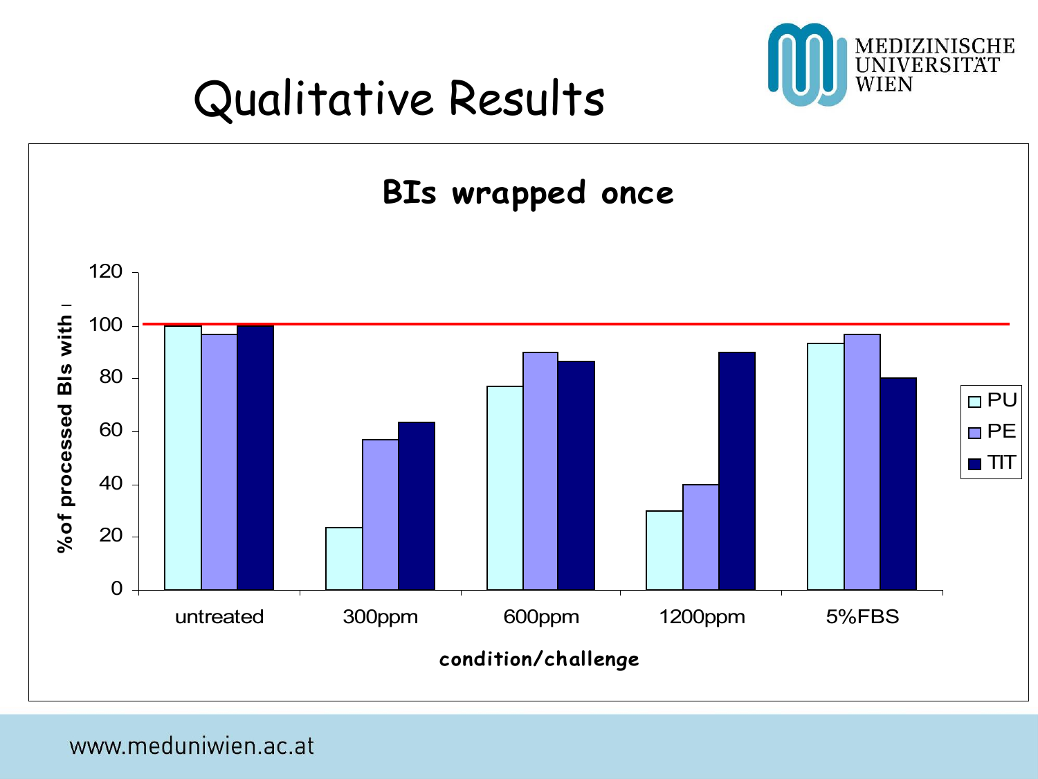# Qualitative Results

**BIs wrapped once**

| condition/challenge | PU | PE | TIT |
|---|---|---|---|
| untreated | 100 | 97 | 100 |
| 300ppm | 24 | 57 | 63 |
| 600ppm | 77 | 90 | 87 |
| 1200ppm | 30 | 40 | 90 |
| 5%FBS | 93 | 97 | 80 |

Y-axis: %of processed BIs with …

X-axis: condition/challenge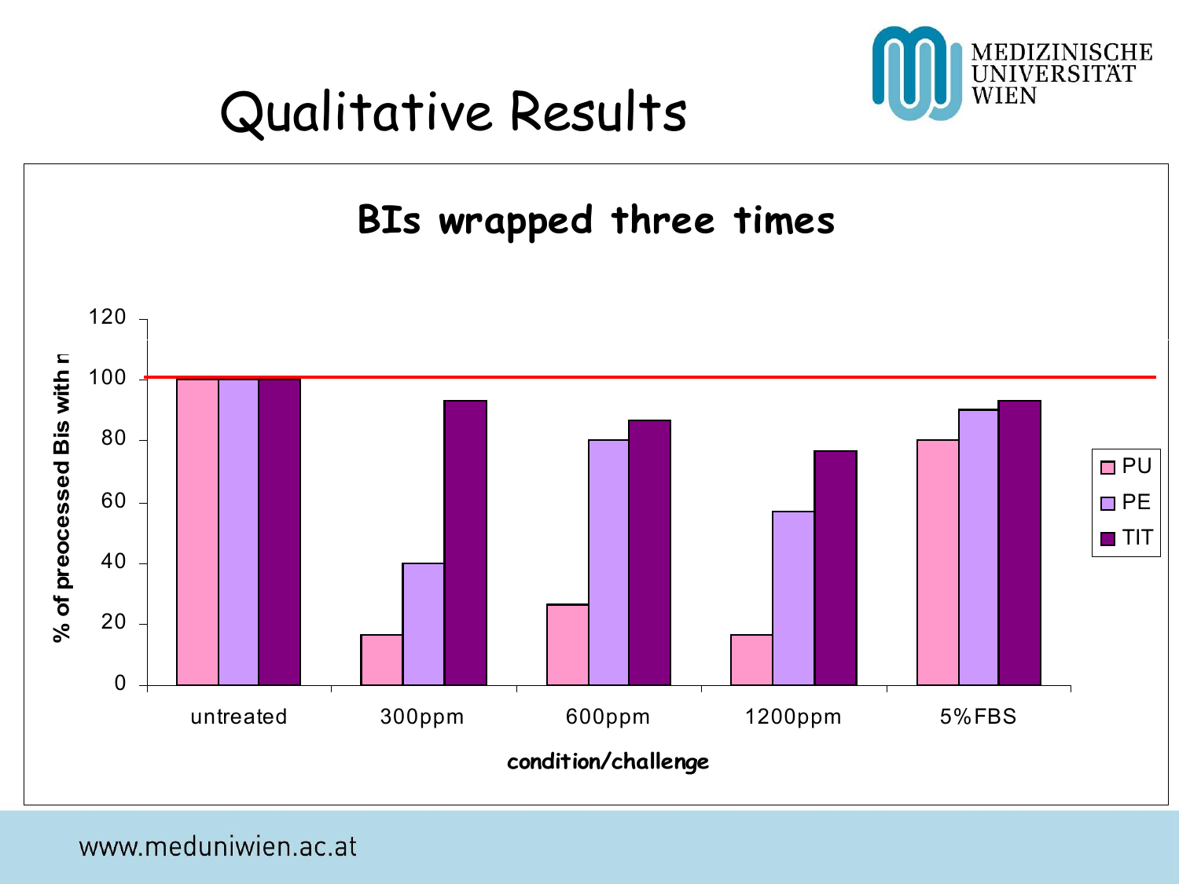# Qualitative Results

## BIs wrapped three times

| condition/challenge | PU | PE | TIT |
|---|---|---|---|
| untreated | 100 | 100 | 100 |
| 300ppm | 16.7 | 40 | 93.3 |
| 600ppm | 26.7 | 80 | 86.7 |
| 1200ppm | 16.7 | 56.7 | 76.7 |
| 5%FBS | 80 | 90 | 93.3 |

Y-axis: % of preocessed Bis with n

X-axis: condition/challenge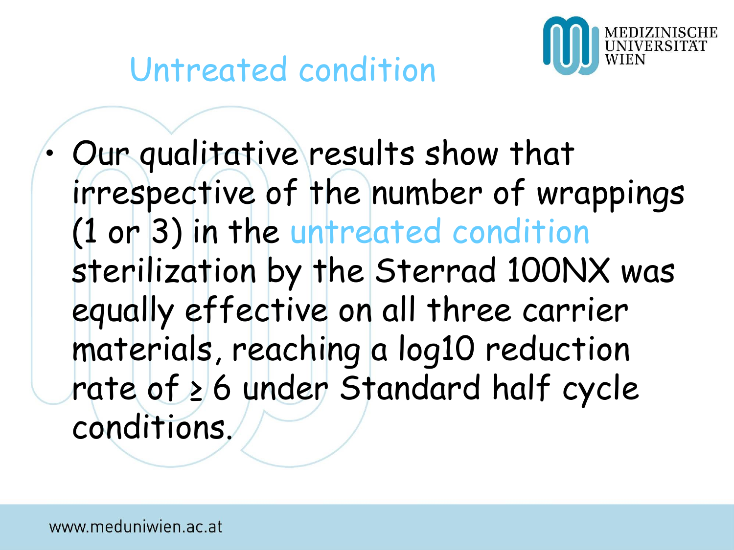# Untreated condition

- Our qualitative results show that irrespective of the number of wrappings (1 or 3) in the untreated condition sterilization by the Sterrad 100NX was equally effective on all three carrier materials, reaching a log10 reduction rate of $\geq 6$ under Standard half cycle conditions.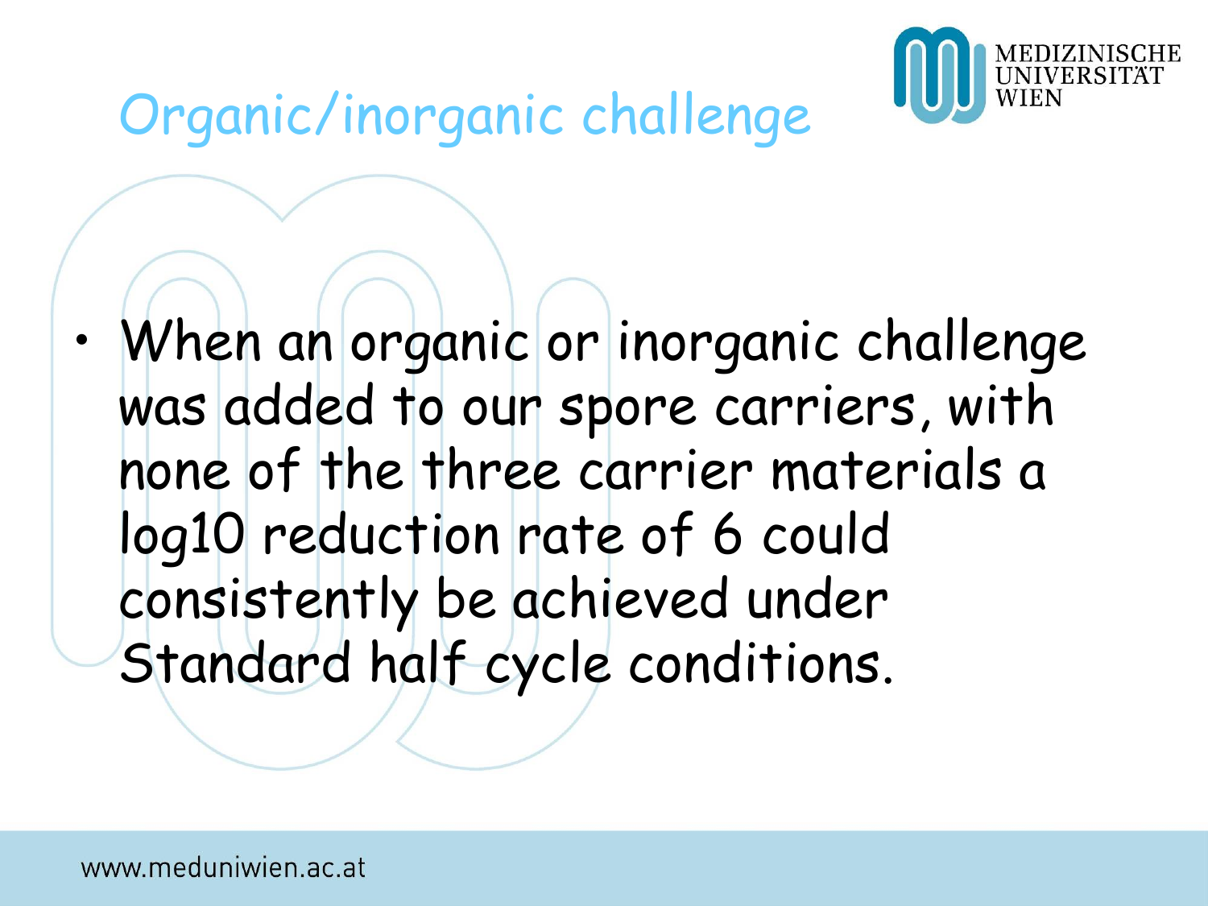# Organic/inorganic challenge

- When an organic or inorganic challenge was added to our spore carriers, with none of the three carrier materials a log10 reduction rate of 6 could consistently be achieved under Standard half cycle conditions.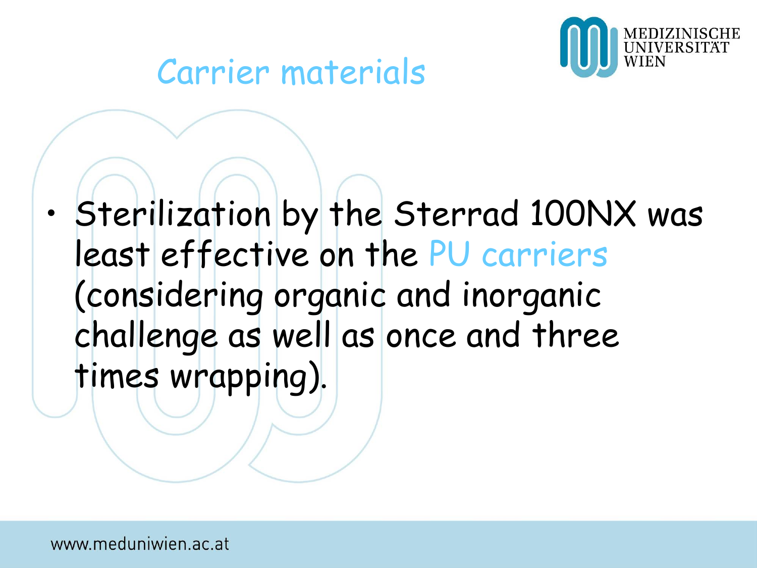# Carrier materials

- Sterilization by the Sterrad 100NX was least effective on the PU carriers (considering organic and inorganic challenge as well as once and three times wrapping).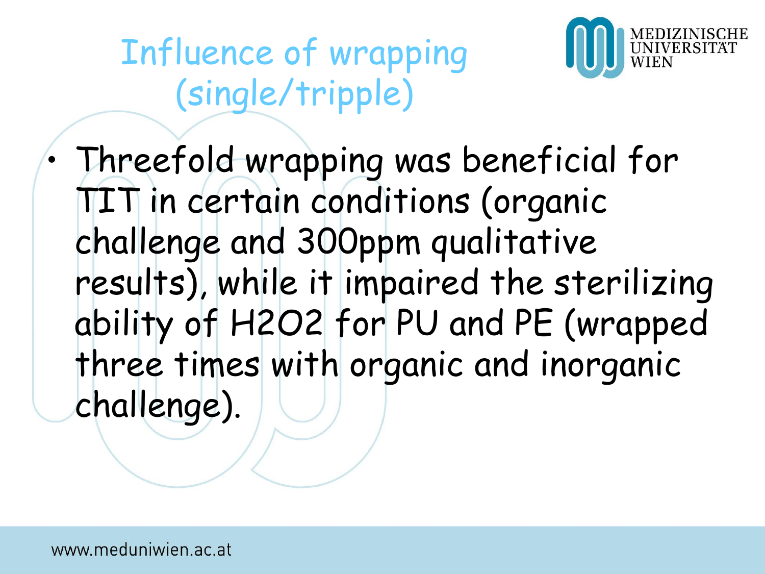# Influence of wrapping (single/tripple)

- Threefold wrapping was beneficial for TIT in certain conditions (organic challenge and 300ppm qualitative results), while it impaired the sterilizing ability of $H_2O_2$ for PU and PE (wrapped three times with organic and inorganic challenge).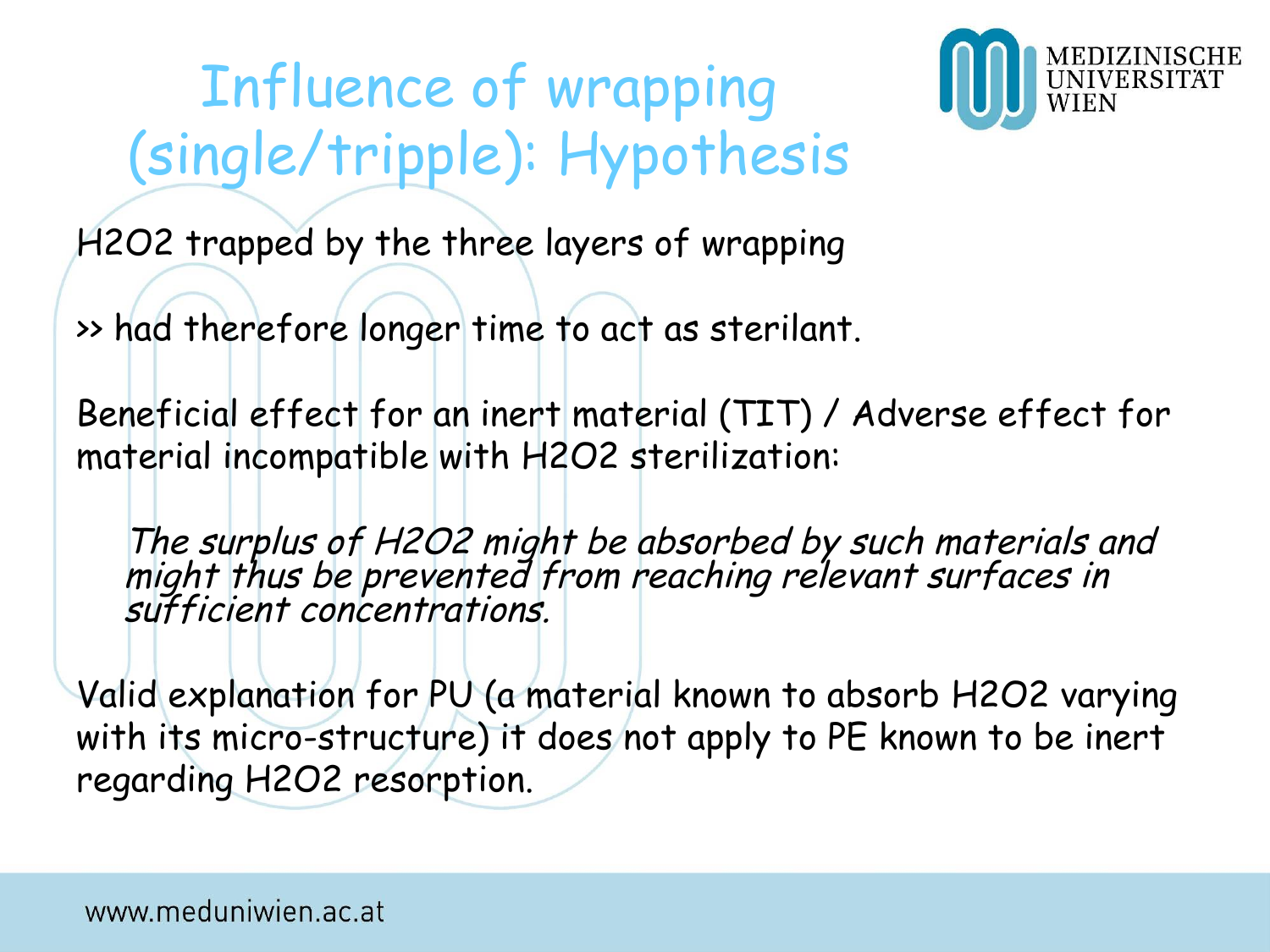# Influence of wrapping (single/tripple): Hypothesis

$H_2O_2$ trapped by the three layers of wrapping

>> had therefore longer time to act as sterilant.

Beneficial effect for an inert material (TIT) / Adverse effect for material incompatible with $H_2O_2$ sterilization:

> *The surplus of $H_2O_2$ might be absorbed by such materials and might thus be prevented from reaching relevant surfaces in sufficient concentrations.*

Valid explanation for PU (a material known to absorb $H_2O_2$ varying with its micro-structure) it does not apply to PE known to be inert regarding $H_2O_2$ resorption.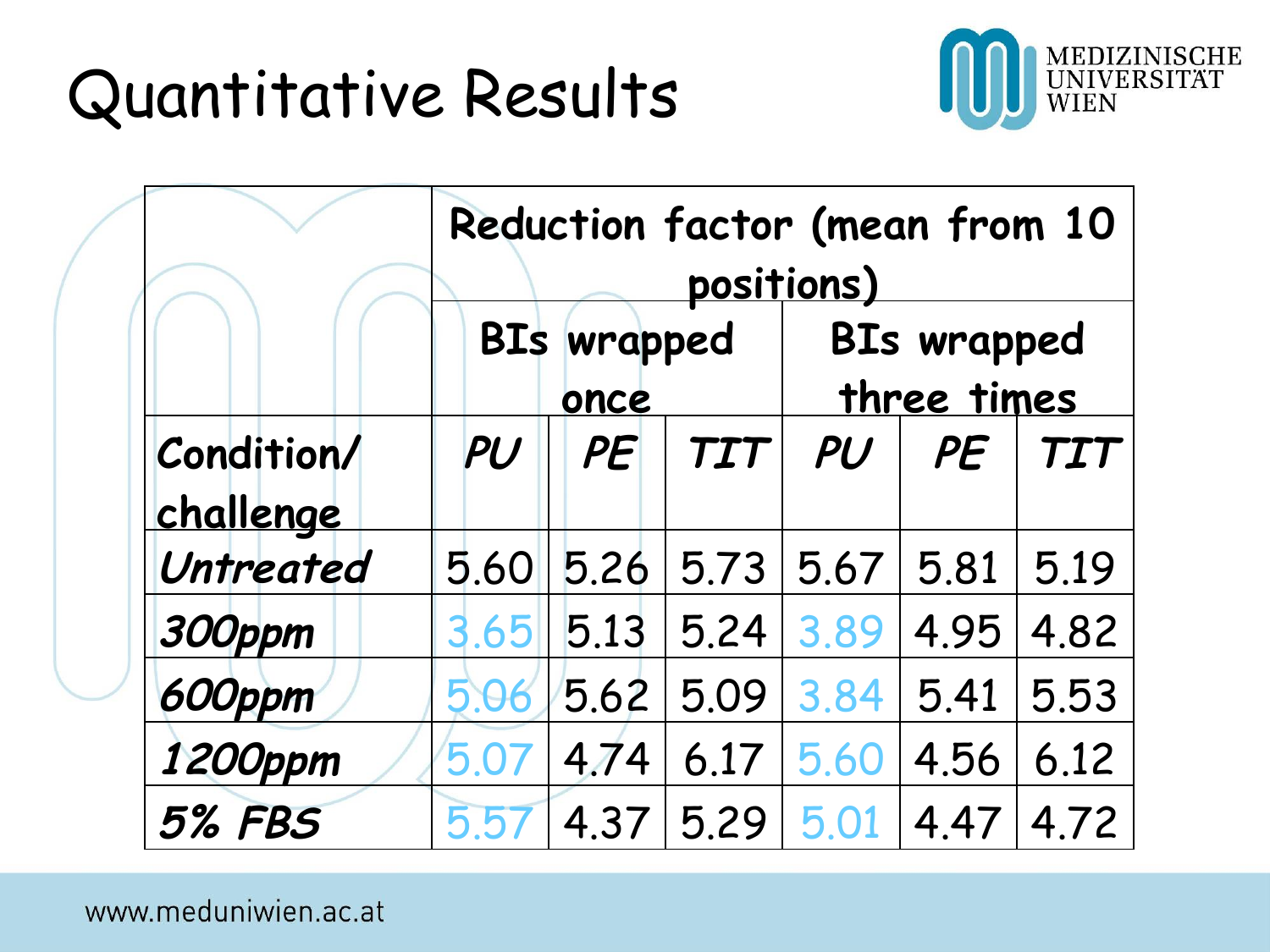# Quantitative Results

| | Reduction factor (mean from 10 positions) | | | | | |
|---|---|---|---|---|---|---|
| | BIs wrapped once | | | BIs wrapped three times | | |
| **Condition/ challenge** | *PU* | *PE* | *TIT* | *PU* | *PE* | *TIT* |
| *Untreated* | 5.60 | 5.26 | 5.73 | 5.67 | 5.81 | 5.19 |
| *300ppm* | 3.65 | 5.13 | 5.24 | 3.89 | 4.95 | 4.82 |
| *600ppm* | 5.06 | 5.62 | 5.09 | 3.84 | 5.41 | 5.53 |
| *1200ppm* | 5.07 | 4.74 | 6.17 | 5.60 | 4.56 | 6.12 |
| *5% FBS* | 5.57 | 4.37 | 5.29 | 5.01 | 4.47 | 4.72 |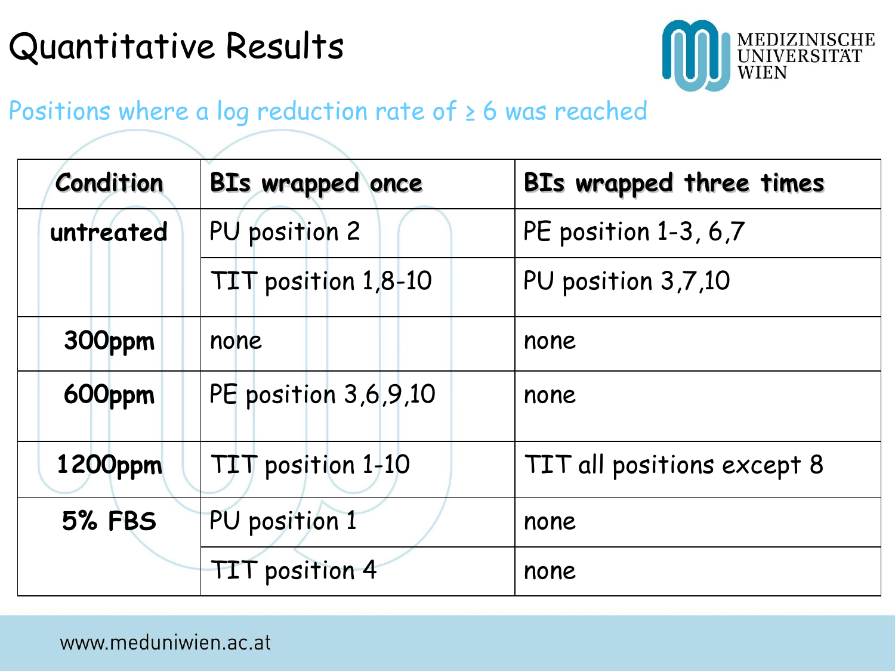# Quantitative Results

Positions where a log reduction rate of ≥ 6 was reached

| Condition | BIs wrapped once | BIs wrapped three times |
| --- | --- | --- |
| untreated | PU position 2 | PE position 1-3, 6,7 |
| | TIT position 1,8-10 | PU position 3,7,10 |
| 300ppm | none | none |
| 600ppm | PE position 3,6,9,10 | none |
| 1200ppm | TIT position 1-10 | TIT all positions except 8 |
| 5% FBS | PU position 1 | none |
| | TIT position 4 | none |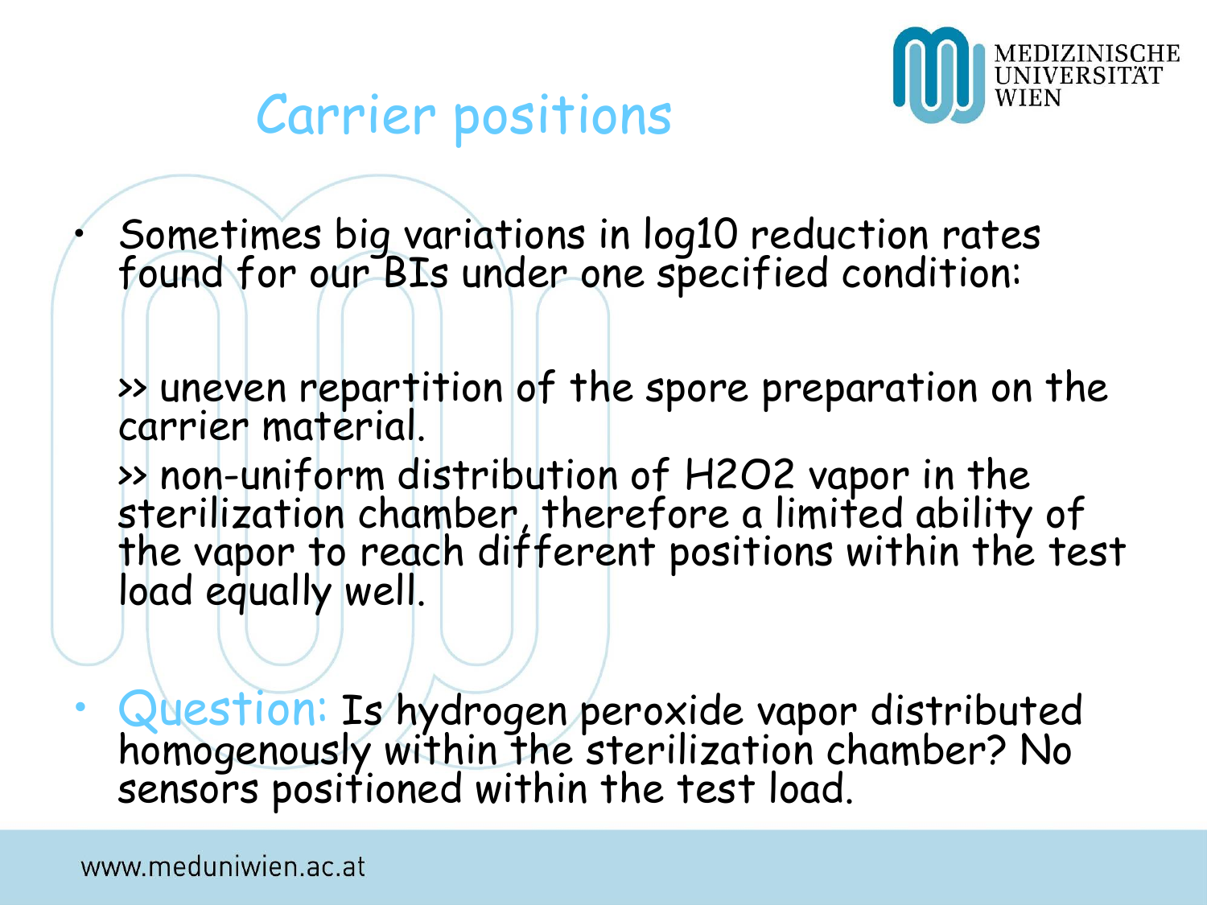# Carrier positions

- Sometimes big variations in log10 reduction rates found for our BIs under one specified condition:

  » uneven repartition of the spore preparation on the carrier material.

  » non-uniform distribution of $H_2O_2$ vapor in the sterilization chamber, therefore a limited ability of the vapor to reach different positions within the test load equally well.

- Question: Is hydrogen peroxide vapor distributed homogenously within the sterilization chamber? No sensors positioned within the test load.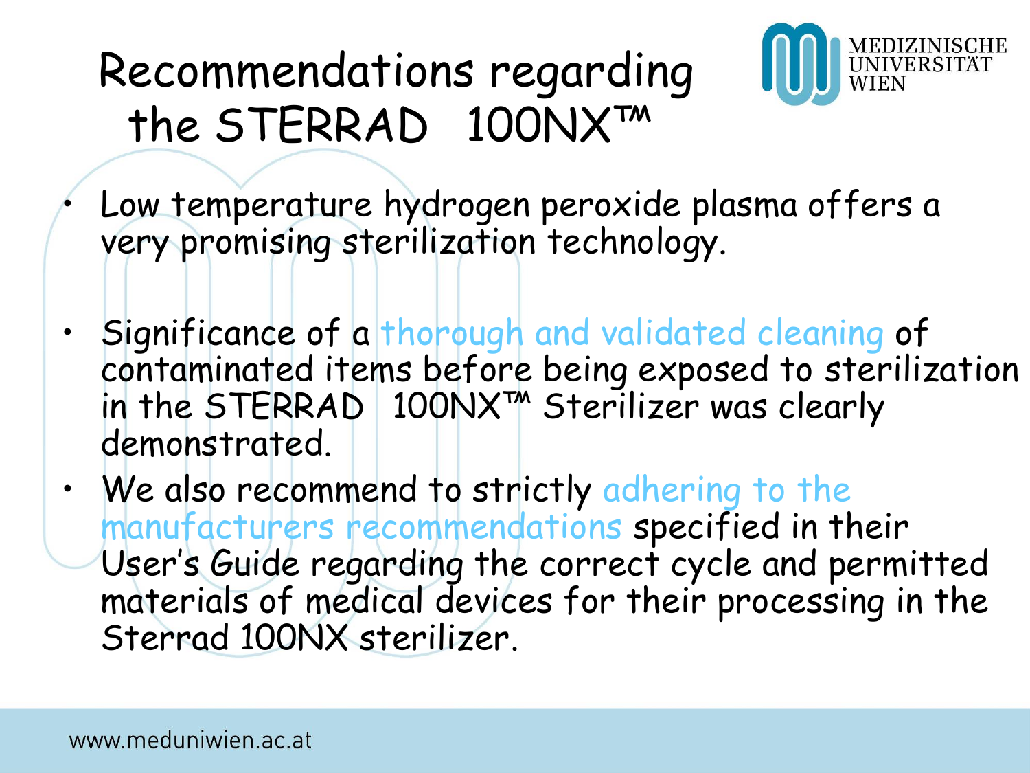# Recommendations regarding the STERRAD 100NX™

- Low temperature hydrogen peroxide plasma offers a very promising sterilization technology.
- Significance of a thorough and validated cleaning of contaminated items before being exposed to sterilization in the STERRAD 100NX™ Sterilizer was clearly demonstrated.
- We also recommend to strictly adhering to the manufacturers recommendations specified in their User's Guide regarding the correct cycle and permitted materials of medical devices for their processing in the Sterrad 100NX sterilizer.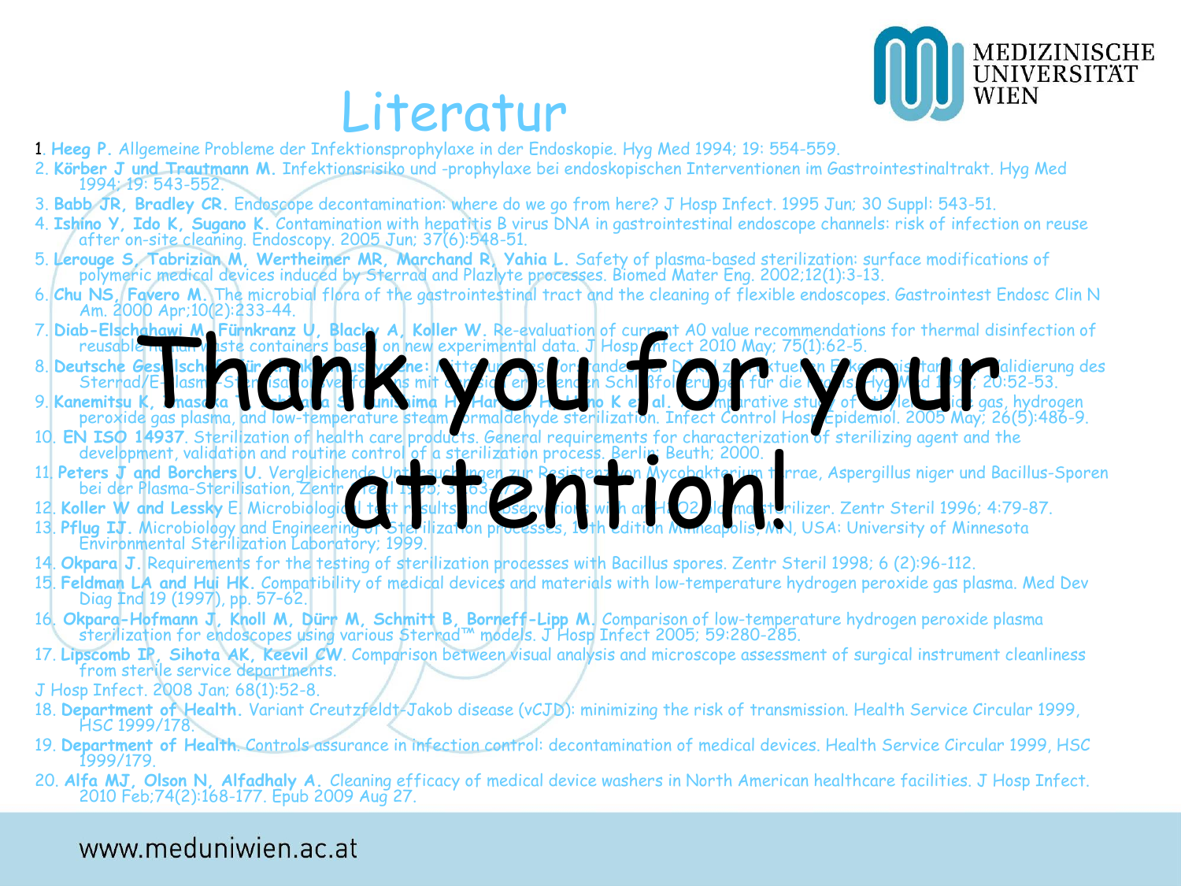# Literatur

1. **Heeg P.** Allgemeine Probleme der Infektionsprophylaxe in der Endoskopie. Hyg Med 1994; 19: 554-559.
2. **Körber J und Trautmann M.** Infektionsrisiko und -prophylaxe bei endoskopischen Interventionen im Gastrointestinaltrakt. Hyg Med 1994; 19: 543-552.
3. **Babb JR, Bradley CR.** Endoscope decontamination: where do we go from here? J Hosp Infect. 1995 Jun; 30 Suppl: 543-51.
4. **Ishino Y, Ido K, Sugano K.** Contamination with hepatitis B virus DNA in gastrointestinal endoscope channels: risk of infection on reuse after on-site cleaning. Endoscopy. 2005 Jun; 37(6):548-51.
5. **Lerouge S, Tabrizian M, Wertheimer MR, Marchand R, Yahia L.** Safety of plasma-based sterilization: surface modifications of polymeric medical devices induced by Sterrad and Plazlyte processes. Biomed Mater Eng. 2002;12(1):3-13.
6. **Chu NS, Favero M.** The microbial flora of the gastrointestinal tract and the cleaning of flexible endoscopes. Gastrointest Endosc Clin N Am. 2000 Apr;10(2):233-44.
7. **Diab-Elschahawi M, Fürnkranz U, Blacky A, Koller W.** Re-evaluation of current A0 value recommendations for thermal disinfection of reusable human waste containers based on new experimental data. J Hosp Infect 2010 May; 75(1):62-5.
8. **Deutsche Gesellschaft für Krankenhaushygiene:** Mitteilungen des Vorstandes der DGKH zum aktuellen Erkenntnisstand der Validierung des Sterrad/E-Plasma-Sterilisationsverfahrens mit englumigen entsprechenden Schlußfolgerungen für die Praxis. Hyg Med 1995; 20:52-53.
9. **Kanemitsu K, Imasaka T, Ishikawa S, Kunishima H, Harigae H, Hatano K et al.** Comparative study of ethylene oxide gas, hydrogen peroxide gas plasma, and low-temperature steam formaldehyde sterilization. Infect Control Hosp Epidemiol. 2005 May; 26(5):486-9.
10. **EN ISO 14937.** Sterilization of health care products. General requirements for characterization of sterilizing agent and the development, validation and routine control of a sterilization process. Berlin: Beuth; 2000.
11. **Peters J and Borchers U.** Vergleichende Untersuchungen zur Resistenz von Mycobakterium terrae, Aspergillus niger und Bacillus-Sporen bei der Plasma-Sterilisation, Zentr Steril 1995; 3:63-72.
12. **Koller W and Lessky E.** Microbiological test results and observations with an H2O2 plasma sterilizer. Zentr Steril 1996; 4:79-87.
13. **Pflug IJ.** Microbiology and Engineering of Sterilization processes, 10th edition Minneapolis, MN, USA: University of Minnesota Environmental Sterilization Laboratory; 1999.
14. **Okpara J.** Requirements for the testing of sterilization processes with Bacillus spores. Zentr Steril 1998; 6 (2):96-112.
15. **Feldman LA and Hui HK.** Compatibility of medical devices and materials with low-temperature hydrogen peroxide gas plasma. Med Dev Diag Ind 19 (1997), pp. 57–62.
16. **Okpara-Hofmann J, Knoll M, Dürr M, Schmitt B, Borneff-Lipp M.** Comparison of low-temperature hydrogen peroxide plasma sterilization for endoscopes using various Sterrad™ models. J Hosp Infect 2005; 59:280-285.
17. **Lipscomb IP, Sihota AK, Keevil CW.** Comparison between visual analysis and microscope assessment of surgical instrument cleanliness from sterile service departments.

J Hosp Infect. 2008 Jan; 68(1):52-8.

18. **Department of Health.** Variant Creutzfeldt-Jakob disease (vCJD): minimizing the risk of transmission. Health Service Circular 1999, HSC 1999/178.
19. **Department of Health.** Controls assurance in infection control: decontamination of medical devices. Health Service Circular 1999, HSC 1999/179.
20. **Alfa MJ, Olson N, Alfadhaly A.** Cleaning efficacy of medical device washers in North American healthcare facilities. J Hosp Infect. 2010 Feb;74(2):168-177. Epub 2009 Aug 27.

# Thank you for your attention!

www.meduniwien.ac.at